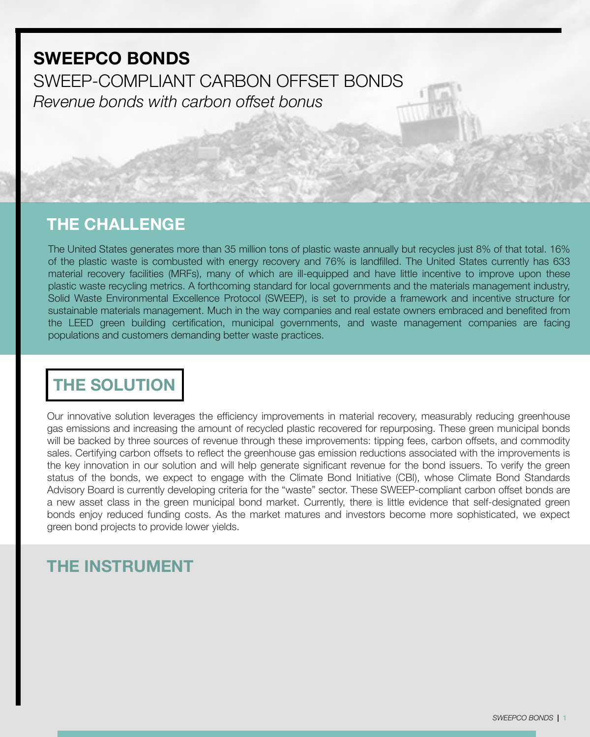# SWEEPCO BONDS

## SWEEP-COMPLIANT CARBON OFFSET BONDS

*Revenue bonds with carbon offset bonus*

## THE CHALLENGE

The United States generates more than 35 million tons of plastic waste annually but recycles just 8% of that total. 16% of the plastic waste is combusted with energy recovery and 76% is landfilled. The United States currently has 633 material recovery facilities (MRFs), many of which are ill-equipped and have little incentive to improve upon these plastic waste recycling metrics. A forthcoming standard for local governments and the materials management industry, Solid Waste Environmental Excellence Protocol (SWEEP), is set to provide a framework and incentive structure for sustainable materials management. Much in the way companies and real estate owners embraced and benefited from the LEED green building certification, municipal governments, and waste management companies are facing populations and customers demanding better waste practices.

## THE SOLUTION

Our innovative solution leverages the efficiency improvements in material recovery, measurably reducing greenhouse gas emissions and increasing the amount of recycled plastic recovered for repurposing. These green municipal bonds will be backed by three sources of revenue through these improvements: tipping fees, carbon offsets, and commodity sales. Certifying carbon offsets to reflect the greenhouse gas emission reductions associated with the improvements is the key innovation in our solution and will help generate significant revenue for the bond issuers. To verify the green status of the bonds, we expect to engage with the Climate Bond Initiative (CBI), whose Climate Bond Standards Advisory Board is currently developing criteria for the "waste" sector. These SWEEP-compliant carbon offset bonds are a new asset class in the green municipal bond market. Currently, there is little evidence that self-designated green bonds enjoy reduced funding costs. As the market matures and investors become more sophisticated, we expect green bond projects to provide lower yields.

## THE INSTRUMENT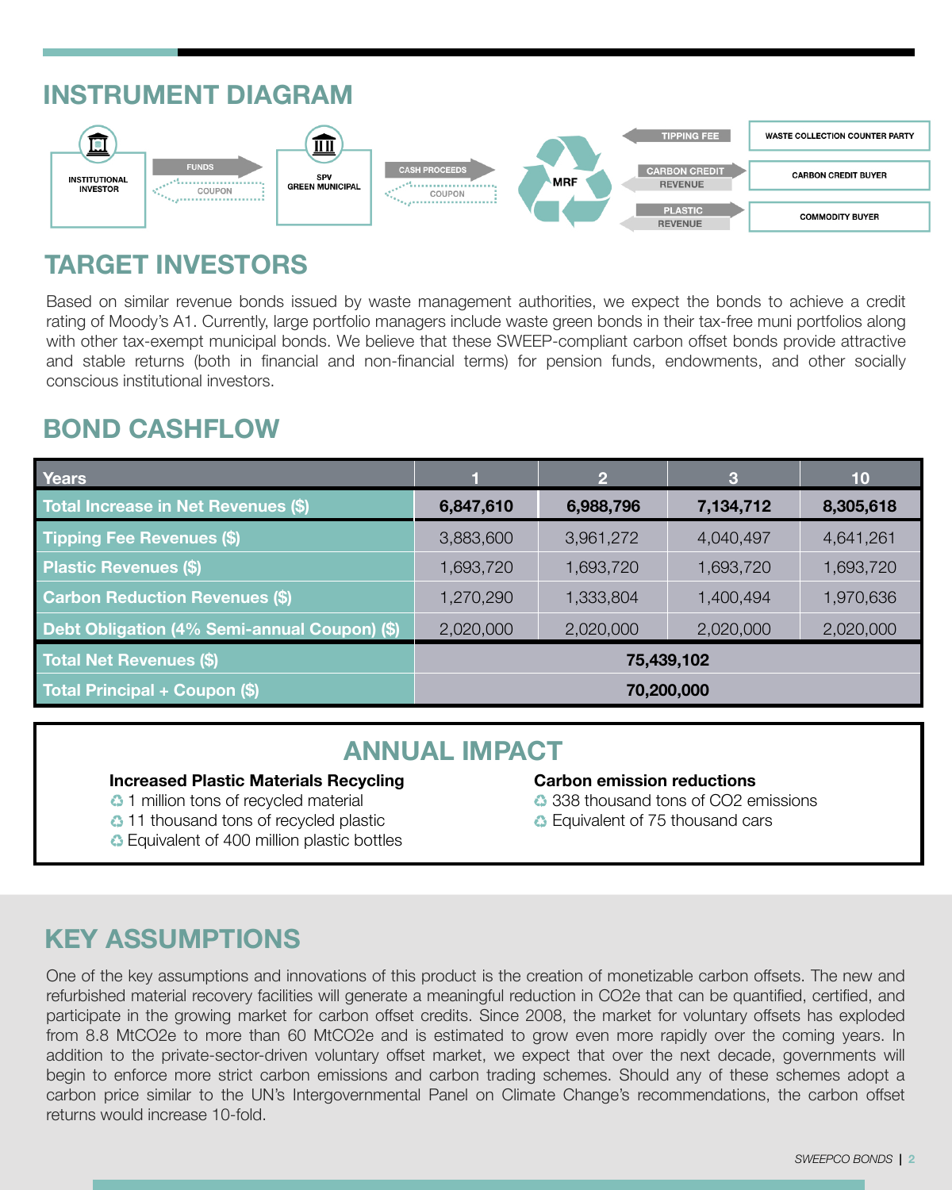## INSTRUMENT DIAGRAM

INSTITUTIONAL INVESTOR

FUNDS

COUPON

SPV GREEN MUNICIPAL

CASH PROCEEDS

COUPON

MRF

TIPPING FEE

CARBON CREDIT

REVENUE

PLASTIC

REVENUE

WASTE COLLECTION COUNTER PARTY

CARBON CREDIT BUYER

COMMODITY BUYER

## TARGET INVESTORS

Based on similar revenue bonds issued by waste management authorities, we expect the bonds to achieve a credit rating of Moody's A1. Currently, large portfolio managers include waste green bonds in their tax-free muni portfolios along with other tax-exempt municipal bonds. We believe that these SWEEP-compliant carbon offset bonds provide attractive and stable returns (both in financial and non-financial terms) for pension funds, endowments, and other socially conscious institutional investors.

## BOND CASHFLOW

| Years | 1 | 2 | 3 | 10 |
|---|---|---|---|---|
| Total Increase in Net Revenues ($) | **6,847,610** | **6,988,796** | **7,134,712** | **8,305,618** |
| Tipping Fee Revenues ($) | 3,883,600 | 3,961,272 | 4,040,497 | 4,641,261 |
| Plastic Revenues ($) | 1,693,720 | 1,693,720 | 1,693,720 | 1,693,720 |
| Carbon Reduction Revenues ($) | 1,270,290 | 1,333,804 | 1,400,494 | 1,970,636 |
| Debt Obligation (4% Semi-annual Coupon) ($) | 2,020,000 | 2,020,000 | 2,020,000 | 2,020,000 |
| Total Net Revenues ($) | **75,439,102** | | | |
| Total Principal + Coupon ($) | **70,200,000** | | | |

## ANNUAL IMPACT

**Increased Plastic Materials Recycling**
- 1 million tons of recycled material
- 11 thousand tons of recycled plastic
- Equivalent of 400 million plastic bottles

**Carbon emission reductions**
- 338 thousand tons of $CO_2$ emissions
- Equivalent of 75 thousand cars

## KEY ASSUMPTIONS

One of the key assumptions and innovations of this product is the creation of monetizable carbon offsets. The new and refurbished material recovery facilities will generate a meaningful reduction in $CO_2e$ that can be quantified, certified, and participate in the growing market for carbon offset credits. Since 2008, the market for voluntary offsets has exploded from 8.8 $MtCO_2e$ to more than 60 $MtCO_2e$ and is estimated to grow even more rapidly over the coming years. In addition to the private-sector-driven voluntary offset market, we expect that over the next decade, governments will begin to enforce more strict carbon emissions and carbon trading schemes. Should any of these schemes adopt a carbon price similar to the UN's Intergovernmental Panel on Climate Change's recommendations, the carbon offset returns would increase 10-fold.